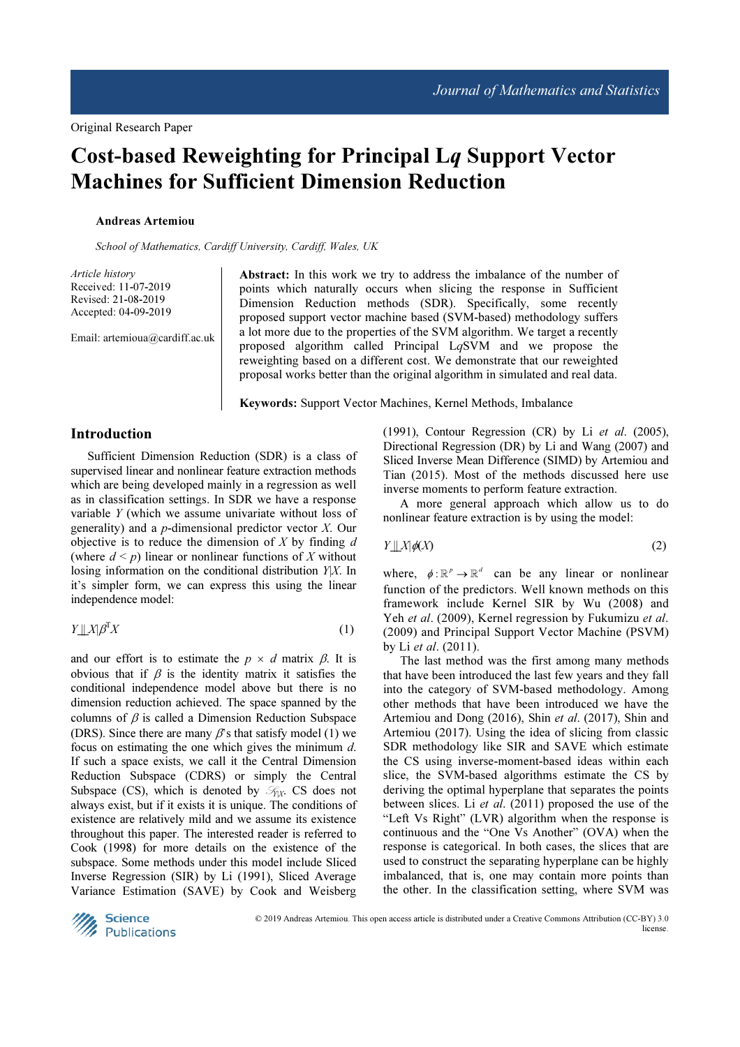Original Research Paper

# Cost-based Reweighting for Principal L*q* Support Vector Machines for Sufficient Dimension Reduction

**Andreas Artemiou**

*School of Mathematics, Cardiff University, Cardiff, Wales, UK*

*Article history*
Received: 11-07-2019
Revised: 21-08-2019
Accepted: 04-09-2019

Email: artemioua@cardiff.ac.uk

**Abstract:** In this work we try to address the imbalance of the number of points which naturally occurs when slicing the response in Sufficient Dimension Reduction methods (SDR). Specifically, some recently proposed support vector machine based (SVM-based) methodology suffers a lot more due to the properties of the SVM algorithm. We target a recently proposed algorithm called Principal L*q*SVM and we propose the reweighting based on a different cost. We demonstrate that our reweighted proposal works better than the original algorithm in simulated and real data.

**Keywords:** Support Vector Machines, Kernel Methods, Imbalance

## Introduction

Sufficient Dimension Reduction (SDR) is a class of supervised linear and nonlinear feature extraction methods which are being developed mainly in a regression as well as in classification settings. In SDR we have a response variable $Y$ (which we assume univariate without loss of generality) and a $p$-dimensional predictor vector $X$. Our objective is to reduce the dimension of $X$ by finding $d$ (where $d < p$) linear or nonlinear functions of $X$ without losing information on the conditional distribution $Y|X$. In it's simpler form, we can express this using the linear independence model:

$$Y \perp\!\!\!\perp X | \beta^{\mathrm{T}} X \tag{1}$$

and our effort is to estimate the $p \times d$ matrix $\beta$. It is obvious that if $\beta$ is the identity matrix it satisfies the conditional independence model above but there is no dimension reduction achieved. The space spanned by the columns of $\beta$ is called a Dimension Reduction Subspace (DRS). Since there are many $\beta$'s that satisfy model (1) we focus on estimating the one which gives the minimum $d$. If such a space exists, we call it the Central Dimension Reduction Subspace (CDRS) or simply the Central Subspace (CS), which is denoted by $\mathcal{S}_{Y|X}$. CS does not always exist, but if it exists it is unique. The conditions of existence are relatively mild and we assume its existence throughout this paper. The interested reader is referred to Cook (1998) for more details on the existence of the subspace. Some methods under this model include Sliced Inverse Regression (SIR) by Li (1991), Sliced Average Variance Estimation (SAVE) by Cook and Weisberg (1991), Contour Regression (CR) by Li *et al*. (2005), Directional Regression (DR) by Li and Wang (2007) and Sliced Inverse Mean Difference (SIMD) by Artemiou and Tian (2015). Most of the methods discussed here use inverse moments to perform feature extraction.

A more general approach which allow us to do nonlinear feature extraction is by using the model:

$$Y \perp\!\!\!\perp X | \phi(X) \tag{2}$$

where, $\phi : \mathbb{R}^p \to \mathbb{R}^d$ can be any linear or nonlinear function of the predictors. Well known methods on this framework include Kernel SIR by Wu (2008) and Yeh *et al*. (2009), Kernel regression by Fukumizu *et al*. (2009) and Principal Support Vector Machine (PSVM) by Li *et al*. (2011).

The last method was the first among many methods that have been introduced the last few years and they fall into the category of SVM-based methodology. Among other methods that have been introduced we have the Artemiou and Dong (2016), Shin *et al*. (2017), Shin and Artemiou (2017). Using the idea of slicing from classic SDR methodology like SIR and SAVE which estimate the CS using inverse-moment-based ideas within each slice, the SVM-based algorithms estimate the CS by deriving the optimal hyperplane that separates the points between slices. Li *et al*. (2011) proposed the use of the "Left Vs Right" (LVR) algorithm when the response is continuous and the "One Vs Another" (OVA) when the response is categorical. In both cases, the slices that are used to construct the separating hyperplane can be highly imbalanced, that is, one may contain more points than the other. In the classification setting, where SVM was

© 2019 Andreas Artemiou. This open access article is distributed under a Creative Commons Attribution (CC-BY) 3.0 license.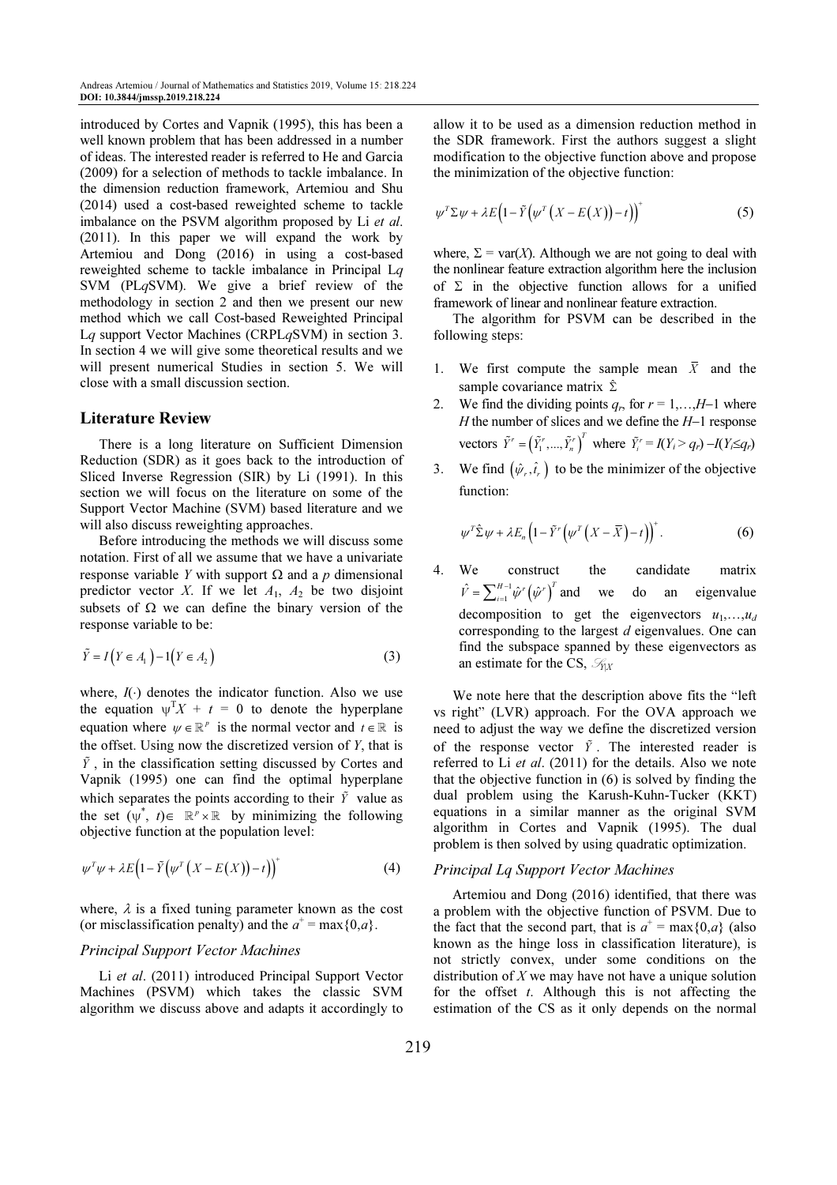introduced by Cortes and Vapnik (1995), this has been a well known problem that has been addressed in a number of ideas. The interested reader is referred to He and Garcia (2009) for a selection of methods to tackle imbalance. In the dimension reduction framework, Artemiou and Shu (2014) used a cost-based reweighted scheme to tackle imbalance on the PSVM algorithm proposed by Li *et al*. (2011). In this paper we will expand the work by Artemiou and Dong (2016) in using a cost-based reweighted scheme to tackle imbalance in Principal L*q* SVM (PL*q*SVM). We give a brief review of the methodology in section 2 and then we present our new method which we call Cost-based Reweighted Principal L*q* support Vector Machines (CRPL*q*SVM) in section 3. In section 4 we will give some theoretical results and we will present numerical Studies in section 5. We will close with a small discussion section.

## Literature Review

There is a long literature on Sufficient Dimension Reduction (SDR) as it goes back to the introduction of Sliced Inverse Regression (SIR) by Li (1991). In this section we will focus on the literature on some of the Support Vector Machine (SVM) based literature and we will also discuss reweighting approaches.

Before introducing the methods we will discuss some notation. First of all we assume that we have a univariate response variable $Y$ with support $\Omega$ and a $p$ dimensional predictor vector $X$. If we let $A_1$, $A_2$ be two disjoint subsets of $\Omega$ we can define the binary version of the response variable to be:

$$\tilde{Y} = I\left(Y \in A_1\right) - 1\left(Y \in A_2\right) \tag{3}$$

where, $I(\cdot)$ denotes the indicator function. Also we use the equation $\psi^T X + t = 0$ to denote the hyperplane equation where $\psi \in \mathbb{R}^p$ is the normal vector and $t \in \mathbb{R}$ is the offset. Using now the discretized version of $Y$, that is $\tilde{Y}$, in the classification setting discussed by Cortes and Vapnik (1995) one can find the optimal hyperplane which separates the points according to their $\tilde{Y}$ value as the set $(\psi^*, t) \in \mathbb{R}^p \times \mathbb{R}$ by minimizing the following objective function at the population level:

$$\psi^T \psi + \lambda E\left(1 - \tilde{Y}\left(\psi^T\left(X - E\left(X\right)\right) - t\right)\right)^+ \tag{4}$$

where, $\lambda$ is a fixed tuning parameter known as the cost (or misclassification penalty) and the $a^+ = \max\{0, a\}$.

### Principal Support Vector Machines

Li *et al*. (2011) introduced Principal Support Vector Machines (PSVM) which takes the classic SVM algorithm we discuss above and adapts it accordingly to allow it to be used as a dimension reduction method in the SDR framework. First the authors suggest a slight modification to the objective function above and propose the minimization of the objective function:

$$\psi^T \Sigma \psi + \lambda E\left(1 - \tilde{Y}\left(\psi^T\left(X - E\left(X\right)\right) - t\right)\right)^+ \tag{5}$$

where, $\Sigma = \text{var}(X)$. Although we are not going to deal with the nonlinear feature extraction algorithm here the inclusion of $\Sigma$ in the objective function allows for a unified framework of linear and nonlinear feature extraction.

The algorithm for PSVM can be described in the following steps:

1. We first compute the sample mean $\bar{X}$ and the sample covariance matrix $\hat{\Sigma}$
2. We find the dividing points $q_r$, for $r = 1,\ldots,H-1$ where $H$ the number of slices and we define the $H-1$ response vectors $\tilde{Y}^r = \left(\tilde{Y}_1^r, \ldots, \tilde{Y}_n^r\right)^T$ where $\tilde{Y}_i^r = I(Y_i > q_r) - I(Y_i \leq q_r)$
3. We find $\left(\hat{\psi}_r, \hat{t}_r\right)$ to be the minimizer of the objective function:

$$\psi^T \hat{\Sigma} \psi + \lambda E_n\left(1 - \tilde{Y}^r\left(\psi^T\left(X - \bar{X}\right) - t\right)\right)^+. \tag{6}$$

4. We construct the candidate matrix $\hat{V} = \sum_{i=1}^{H-1} \hat{\psi}^r \left(\hat{\psi}^r\right)^T$ and we do an eigenvalue decomposition to get the eigenvectors $u_1,\ldots,u_d$ corresponding to the largest $d$ eigenvalues. One can find the subspace spanned by these eigenvectors as an estimate for the CS, $\mathcal{S}_{Y|X}$

We note here that the description above fits the "left vs right" (LVR) approach. For the OVA approach we need to adjust the way we define the discretized version of the response vector $\tilde{Y}$. The interested reader is referred to Li *et al*. (2011) for the details. Also we note that the objective function in (6) is solved by finding the dual problem using the Karush-Kuhn-Tucker (KKT) equations in a similar manner as the original SVM algorithm in Cortes and Vapnik (1995). The dual problem is then solved by using quadratic optimization.

### Principal Lq Support Vector Machines

Artemiou and Dong (2016) identified, that there was a problem with the objective function of PSVM. Due to the fact that the second part, that is $a^+ = \max\{0, a\}$ (also known as the hinge loss in classification literature), is not strictly convex, under some conditions on the distribution of $X$ we may have not have a unique solution for the offset $t$. Although this is not affecting the estimation of the CS as it only depends on the normal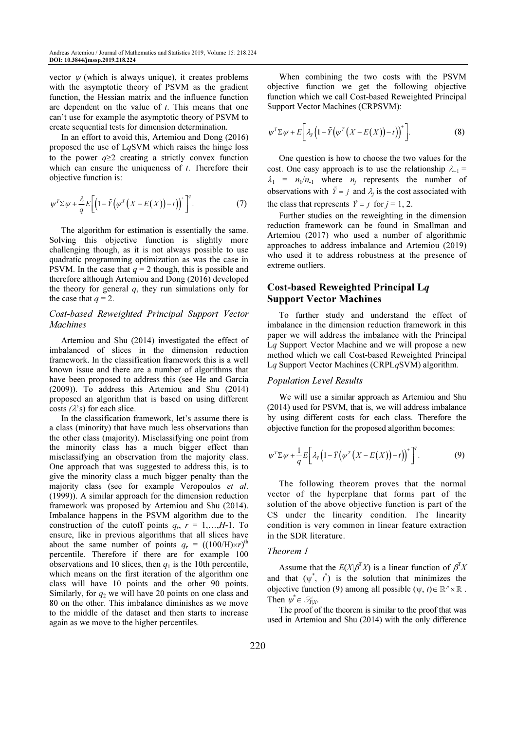vector $\psi$ (which is always unique), it creates problems with the asymptotic theory of PSVM as the gradient function, the Hessian matrix and the influence function are dependent on the value of $t$. This means that one can't use for example the asymptotic theory of PSVM to create sequential tests for dimension determination.

In an effort to avoid this, Artemiou and Dong (2016) proposed the use of L$q$SVM which raises the hinge loss to the power $q \geq 2$ creating a strictly convex function which can ensure the uniqueness of $t$. Therefore their objective function is:

$$\psi^T \Sigma \psi + \frac{\lambda}{q} E\left[\left(1 - \tilde{Y}\left(\psi^T\left(X - E(X)\right) - t\right)\right)^+\right]^q. \tag{7}$$

The algorithm for estimation is essentially the same. Solving this objective function is slightly more challenging though, as it is not always possible to use quadratic programming optimization as was the case in PSVM. In the case that $q = 2$ though, this is possible and therefore although Artemiou and Dong (2016) developed the theory for general $q$, they run simulations only for the case that $q = 2$.

### *Cost-based Reweighted Principal Support Vector Machines*

Artemiou and Shu (2014) investigated the effect of imbalanced of slices in the dimension reduction framework. In the classification framework this is a well known issue and there are a number of algorithms that have been proposed to address this (see He and Garcia (2009)). To address this Artemiou and Shu (2014) proposed an algorithm that is based on using different costs ($\lambda$'s) for each slice.

In the classification framework, let's assume there is a class (minority) that have much less observations than the other class (majority). Misclassifying one point from the minority class has a much bigger effect than misclassifying an observation from the majority class. One approach that was suggested to address this, is to give the minority class a much bigger penalty than the majority class (see for example Veropoulos *et al*. (1999)). A similar approach for the dimension reduction framework was proposed by Artemiou and Shu (2014). Imbalance happens in the PSVM algorithm due to the construction of the cutoff points $q_r$, $r = 1,\ldots,H$-1. To ensure, like in previous algorithms that all slices have about the same number of points $q_r = ((100/\mathrm{H})\times r)^{\mathrm{th}}$ percentile. Therefore if there are for example 100 observations and 10 slices, then $q_1$ is the 10th percentile, which means on the first iteration of the algorithm one class will have 10 points and the other 90 points. Similarly, for $q_2$ we will have 20 points on one class and 80 on the other. This imbalance diminishes as we move to the middle of the dataset and then starts to increase again as we move to the higher percentiles.

When combining the two costs with the PSVM objective function we get the following objective function which we call Cost-based Reweighted Principal Support Vector Machines (CRPSVM):

$$\psi^T \Sigma \psi + E\left[\lambda_{\tilde{Y}}\left(1 - \tilde{Y}\left(\psi^T\left(X - E(X)\right) - t\right)\right)^+\right]. \tag{8}$$

One question is how to choose the two values for the cost. One easy approach is to use the relationship $\lambda_{-1} = \lambda_1 = n_1/n_{-1}$ where $n_j$ represents the number of observations with $\tilde{Y} = j$ and $\lambda_j$ is the cost associated with the class that represents $\tilde{Y} = j$ for $j = 1, 2$.

Further studies on the reweighting in the dimension reduction framework can be found in Smallman and Artemiou (2017) who used a number of algorithmic approaches to address imbalance and Artemiou (2019) who used it to address robustness at the presence of extreme outliers.

## Cost-based Reweighted Principal L*q* Support Vector Machines

To further study and understand the effect of imbalance in the dimension reduction framework in this paper we will address the imbalance with the Principal L$q$ Support Vector Machine and we will propose a new method which we call Cost-based Reweighted Principal L$q$ Support Vector Machines (CRPL$q$SVM) algorithm.

### *Population Level Results*

We will use a similar approach as Artemiou and Shu (2014) used for PSVM, that is, we will address imbalance by using different costs for each class. Therefore the objective function for the proposed algorithm becomes:

$$\psi^T \Sigma \psi + \frac{1}{q} E\left[\lambda_{\tilde{Y}}\left(1 - \tilde{Y}\left(\psi^T\left(X - E(X)\right) - t\right)\right)^+\right]^q. \tag{9}$$

The following theorem proves that the normal vector of the hyperplane that forms part of the solution of the above objective function is part of the CS under the linearity condition. The linearity condition is very common in linear feature extraction in the SDR literature.

### *Theorem 1*

Assume that the $E(X|\beta^T X)$ is a linear function of $\beta^T X$ and that $(\psi^*, t^*)$ is the solution that minimizes the objective function (9) among all possible $(\psi, t) \in \mathbb{R}^p \times \mathbb{R}$. Then $\psi^* \in \mathscr{S}_{Y|X}$.

The proof of the theorem is similar to the proof that was used in Artemiou and Shu (2014) with the only difference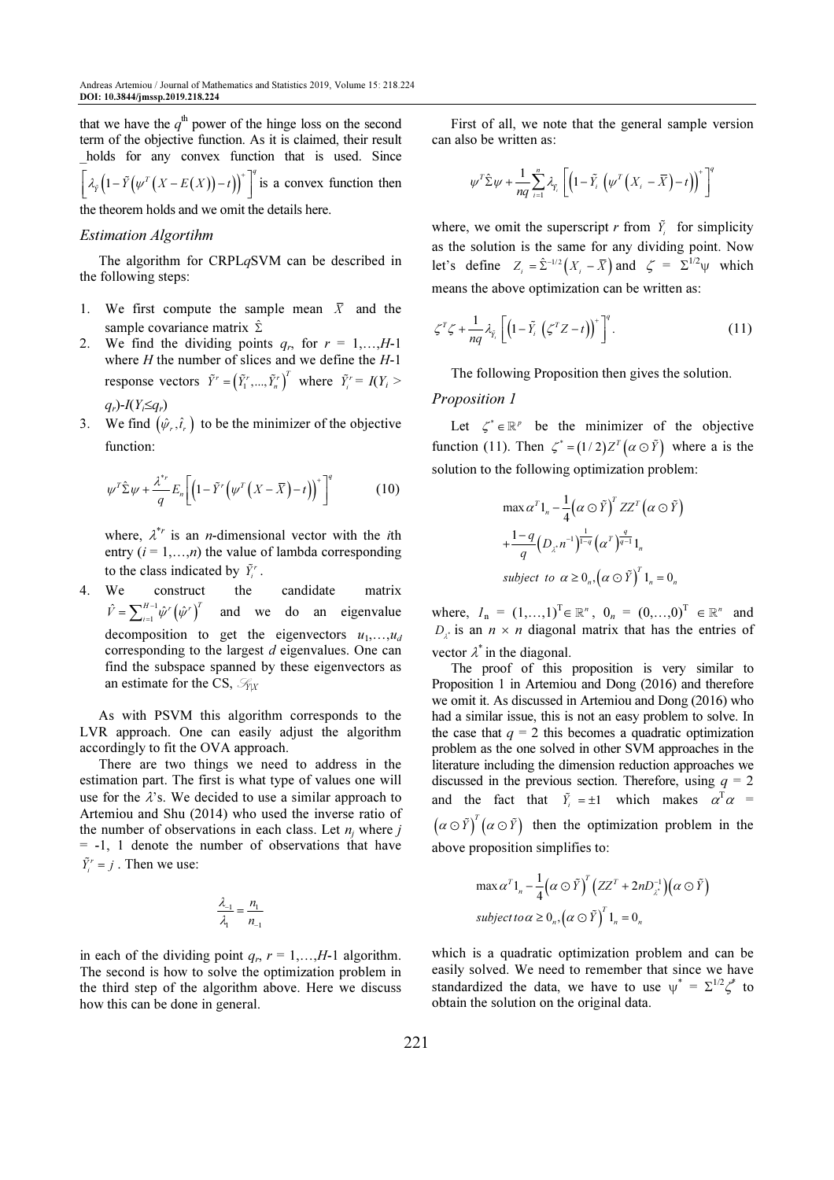that we have the $q^{\text{th}}$ power of the hinge loss on the second term of the objective function. As it is claimed, their result holds for any convex function that is used. Since $\left[\lambda_{\tilde{Y}}\left(1-\tilde{Y}\left(\psi^T\left(X-E(X)\right)-t\right)\right)^+\right]^q$ is a convex function then the theorem holds and we omit the details here.

### Estimation Algortihm

The algorithm for CRPL$q$SVM can be described in the following steps:

1. We first compute the sample mean $\bar{X}$ and the sample covariance matrix $\hat{\Sigma}$
2. We find the dividing points $q_r$, for $r = 1,\ldots,H$-1 where $H$ the number of slices and we define the $H$-1 response vectors $\tilde{Y}^r = \left(\tilde{Y}_1^r,\ldots,\tilde{Y}_n^r\right)^T$ where $\tilde{Y}_i^r = I(Y_i > q_r) - I(Y_i \le q_r)$
3. We find $\left(\hat{\psi}_r, \hat{t}_r\right)$ to be the minimizer of the objective function:

$$\psi^T\hat{\Sigma}\psi + \frac{\lambda^{*r}}{q}E_n\left[\left(1-\tilde{Y}^r\left(\psi^T\left(X-\bar{X}\right)-t\right)\right)^+\right]^q \tag{10}$$

   where, $\lambda^{*r}$ is an $n$-dimensional vector with the $i$th entry ($i = 1,\ldots,n$) the value of lambda corresponding to the class indicated by $\tilde{Y}_i^r$.
4. We construct the candidate matrix $\hat{V} = \sum_{i=1}^{H-1}\hat{\psi}^r\left(\hat{\psi}^r\right)^T$ and we do an eigenvalue decomposition to get the eigenvectors $u_1,\ldots,u_d$ corresponding to the largest $d$ eigenvalues. One can find the subspace spanned by these eigenvectors as an estimate for the CS, $\mathscr{S}_{Y|X}$

As with PSVM this algorithm corresponds to the LVR approach. One can easily adjust the algorithm accordingly to fit the OVA approach.

There are two things we need to address in the estimation part. The first is what type of values one will use for the $\lambda$'s. We decided to use a similar approach to Artemiou and Shu (2014) who used the inverse ratio of the number of observations in each class. Let $n_j$ where $j$ = -1, 1 denote the number of observations that have $\tilde{Y}_i^r = j$. Then we use:

$$\frac{\lambda_{-1}}{\lambda_1} = \frac{n_1}{n_{-1}}$$

in each of the dividing point $q_r$, $r = 1,\ldots,H$-1 algorithm. The second is how to solve the optimization problem in the third step of the algorithm above. Here we discuss how this can be done in general.

First of all, we note that the general sample version can also be written as:

$$\psi^T\hat{\Sigma}\psi + \frac{1}{nq}\sum_{i=1}^{n}\lambda_{\tilde{Y}_i}\left[\left(1-\tilde{Y}_i\left(\psi^T\left(X_i-\bar{X}\right)-t\right)\right)^+\right]^q$$

where, we omit the superscript $r$ from $\tilde{Y}_i$ for simplicity as the solution is the same for any dividing point. Now let's define $Z_i = \hat{\Sigma}^{-1/2}\left(X_i-\bar{X}\right)$ and $\zeta = \Sigma^{1/2}\psi$ which means the above optimization can be written as:

$$\zeta^T\zeta + \frac{1}{nq}\lambda_{\tilde{Y}_i}\left[\left(1-\tilde{Y}_i\left(\zeta^T Z-t\right)\right)^+\right]^q. \tag{11}$$

The following Proposition then gives the solution.

### Proposition 1

Let $\zeta^* \in \mathbb{R}^p$ be the minimizer of the objective function (11). Then $\zeta^* = (1/2)Z^T\left(\alpha\odot\tilde{Y}\right)$ where a is the solution to the following optimization problem:

$$\begin{aligned}
&\max \alpha^T 1_n - \frac{1}{4}\left(\alpha\odot\tilde{Y}\right)^T ZZ^T\left(\alpha\odot\tilde{Y}\right) \\
&+\frac{1-q}{q}\left(D_{\lambda^*}n^{-1}\right)^{\frac{1}{1-q}}\left(\alpha^T\right)^{\frac{q}{q-1}}1_n \\
&\text{subject to } \alpha \ge 0_n, \left(\alpha\odot\tilde{Y}\right)^T 1_n = 0_n
\end{aligned}$$

where, $1_n = (1,\ldots,1)^T \in \mathbb{R}^n$, $0_n = (0,\ldots,0)^T \in \mathbb{R}^n$ and $D_{\lambda^*}$ is an $n \times n$ diagonal matrix that has the entries of vector $\lambda^*$ in the diagonal.

The proof of this proposition is very similar to Proposition 1 in Artemiou and Dong (2016) and therefore we omit it. As discussed in Artemiou and Dong (2016) who had a similar issue, this is not an easy problem to solve. In the case that $q = 2$ this becomes a quadratic optimization problem as the one solved in other SVM approaches in the literature including the dimension reduction approaches we discussed in the previous section. Therefore, using $q = 2$ and the fact that $\tilde{Y}_i = \pm 1$ which makes $\alpha^T\alpha = \left(\alpha\odot\tilde{Y}\right)^T\left(\alpha\odot\tilde{Y}\right)$ then the optimization problem in the above proposition simplifies to:

$$\begin{aligned}
&\max \alpha^T 1_n - \frac{1}{4}\left(\alpha\odot\tilde{Y}\right)^T\left(ZZ^T + 2nD_{\lambda^*}^{-1}\right)\left(\alpha\odot\tilde{Y}\right) \\
&\text{subject to } \alpha \ge 0_n, \left(\alpha\odot\tilde{Y}\right)^T 1_n = 0_n
\end{aligned}$$

which is a quadratic optimization problem and can be easily solved. We need to remember that since we have standardized the data, we have to use $\psi^* = \Sigma^{1/2}\zeta^*$ to obtain the solution on the original data.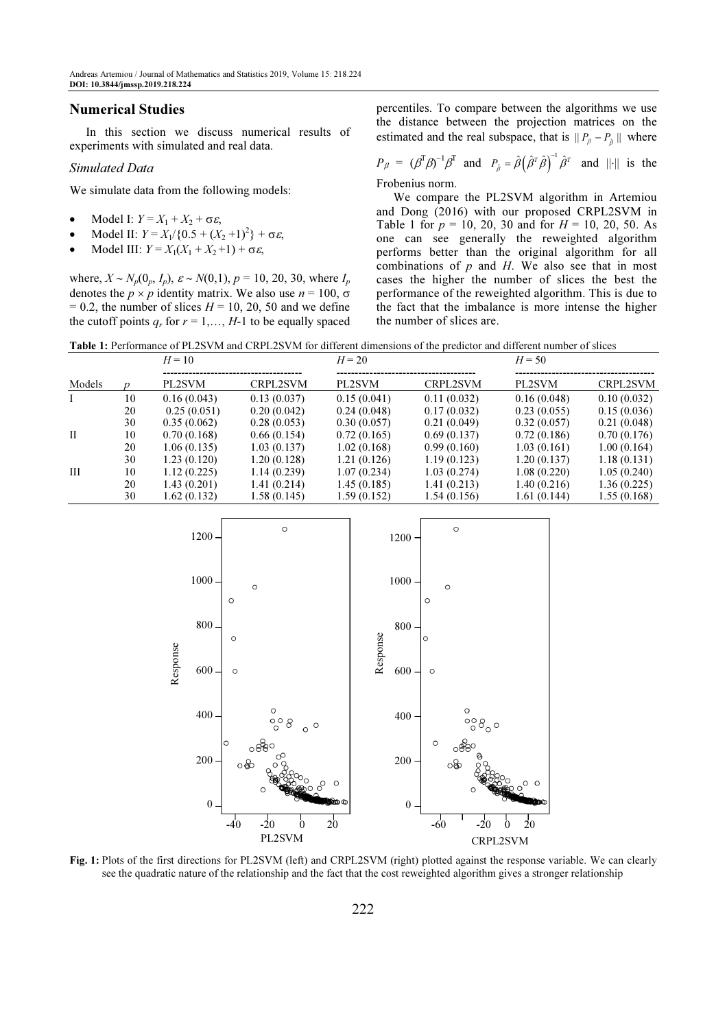## Numerical Studies

In this section we discuss numerical results of experiments with simulated and real data.

### Simulated Data

We simulate data from the following models:

- Model I: $Y = X_1 + X_2 + \sigma\varepsilon$,
- Model II: $Y = X_1/\{0.5 + (X_2 + 1)^2\} + \sigma\varepsilon$,
- Model III: $Y = X_1(X_1 + X_2 + 1) + \sigma\varepsilon$,

where, $X \sim N_p(0_p, I_p)$, $\varepsilon \sim N(0,1)$, $p = 10, 20, 30$, where $I_p$ denotes the $p \times p$ identity matrix. We also use $n = 100$, $\sigma = 0.2$, the number of slices $H = 10, 20, 50$ and we define the cutoff points $q_r$ for $r = 1,\ldots, H$-1 to be equally spaced percentiles. To compare between the algorithms we use the distance between the projection matrices on the estimated and the real subspace, that is $\| P_\beta - P_{\hat{\beta}} \|$ where $P_\beta = (\beta^T\beta)^{-1}\beta^T$ and $P_{\hat{\beta}} = \hat{\beta}\left(\hat{\beta}^T\hat{\beta}\right)^{-1}\hat{\beta}^T$ and $\|\cdot\|$ is the Frobenius norm.

We compare the PL2SVM algorithm in Artemiou and Dong (2016) with our proposed CRPL2SVM in Table 1 for $p = 10, 20, 30$ and for $H = 10, 20, 50$. As one can see generally the reweighted algorithm performs better than the original algorithm for all combinations of $p$ and $H$. We also see that in most cases the higher the number of slices the best the performance of the reweighted algorithm. This is due to the fact that the imbalance is more intense the higher the number of slices are.

**Table 1:** Performance of PL2SVM and CRPL2SVM for different dimensions of the predictor and different number of slices

| | | $H = 10$ | | $H = 20$ | | $H = 50$ | |
|---|---|---|---|---|---|---|---|
| Models | $p$ | PL2SVM | CRPL2SVM | PL2SVM | CRPL2SVM | PL2SVM | CRPL2SVM |
| I | 10 | 0.16 (0.043) | 0.13 (0.037) | 0.15 (0.041) | 0.11 (0.032) | 0.16 (0.048) | 0.10 (0.032) |
| | 20 | 0.25 (0.051) | 0.20 (0.042) | 0.24 (0.048) | 0.17 (0.032) | 0.23 (0.055) | 0.15 (0.036) |
| | 30 | 0.35 (0.062) | 0.28 (0.053) | 0.30 (0.057) | 0.21 (0.049) | 0.32 (0.057) | 0.21 (0.048) |
| II | 10 | 0.70 (0.168) | 0.66 (0.154) | 0.72 (0.165) | 0.69 (0.137) | 0.72 (0.186) | 0.70 (0.176) |
| | 20 | 1.06 (0.135) | 1.03 (0.137) | 1.02 (0.168) | 0.99 (0.160) | 1.03 (0.161) | 1.00 (0.164) |
| | 30 | 1.23 (0.120) | 1.20 (0.128) | 1.21 (0.126) | 1.19 (0.123) | 1.20 (0.137) | 1.18 (0.131) |
| III | 10 | 1.12 (0.225) | 1.14 (0.239) | 1.07 (0.234) | 1.03 (0.274) | 1.08 (0.220) | 1.05 (0.240) |
| | 20 | 1.43 (0.201) | 1.41 (0.214) | 1.45 (0.185) | 1.41 (0.213) | 1.40 (0.216) | 1.36 (0.225) |
| | 30 | 1.62 (0.132) | 1.58 (0.145) | 1.59 (0.152) | 1.54 (0.156) | 1.61 (0.144) | 1.55 (0.168) |

**Fig. 1:** Plots of the first directions for PL2SVM (left) and CRPL2SVM (right) plotted against the response variable. We can clearly see the quadratic nature of the relationship and the fact that the cost reweighted algorithm gives a stronger relationship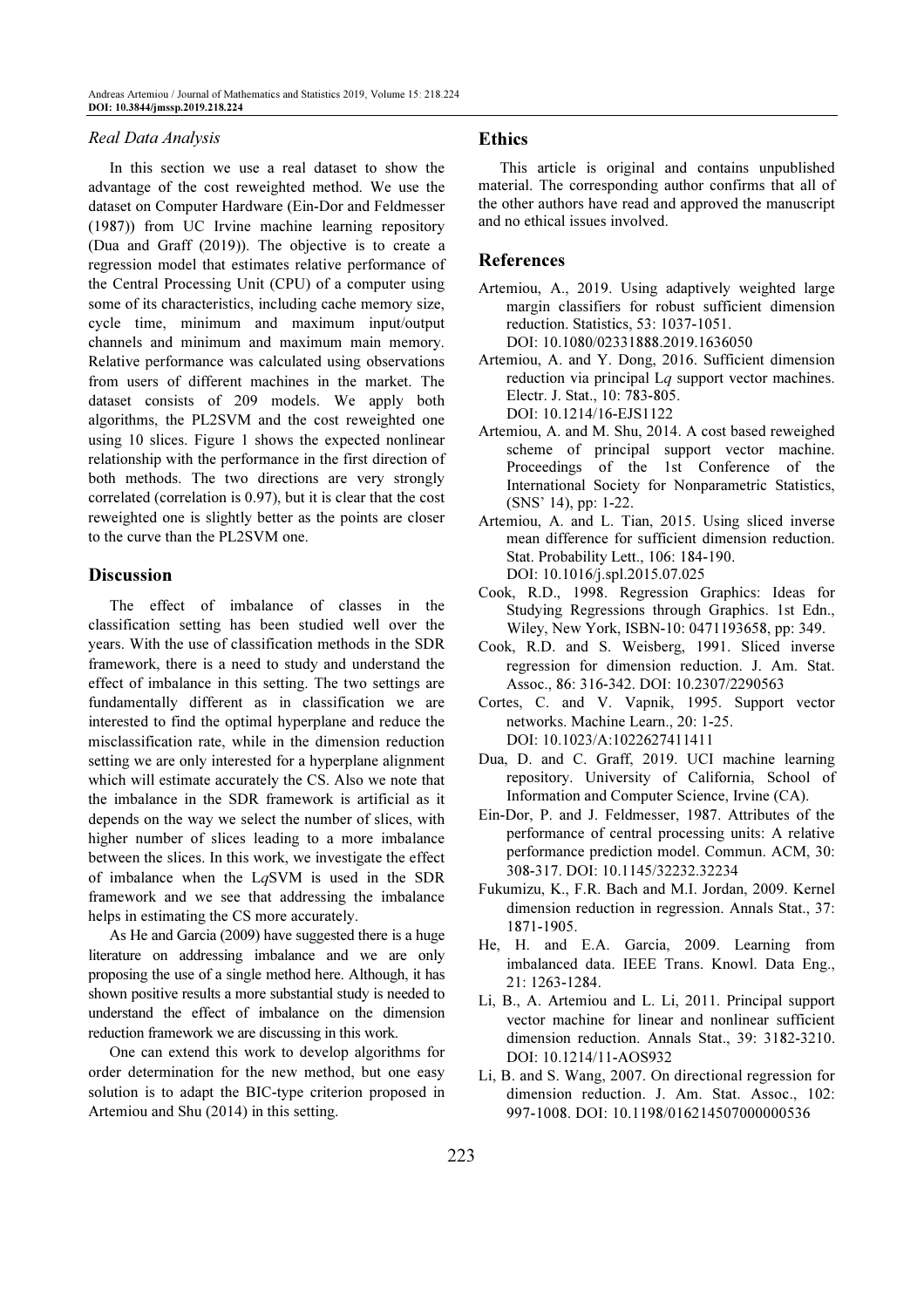### *Real Data Analysis*

In this section we use a real dataset to show the advantage of the cost reweighted method. We use the dataset on Computer Hardware (Ein-Dor and Feldmesser (1987)) from UC Irvine machine learning repository (Dua and Graff (2019)). The objective is to create a regression model that estimates relative performance of the Central Processing Unit (CPU) of a computer using some of its characteristics, including cache memory size, cycle time, minimum and maximum input/output channels and minimum and maximum main memory. Relative performance was calculated using observations from users of different machines in the market. The dataset consists of 209 models. We apply both algorithms, the PL2SVM and the cost reweighted one using 10 slices. Figure 1 shows the expected nonlinear relationship with the performance in the first direction of both methods. The two directions are very strongly correlated (correlation is 0.97), but it is clear that the cost reweighted one is slightly better as the points are closer to the curve than the PL2SVM one.

## Discussion

The effect of imbalance of classes in the classification setting has been studied well over the years. With the use of classification methods in the SDR framework, there is a need to study and understand the effect of imbalance in this setting. The two settings are fundamentally different as in classification we are interested to find the optimal hyperplane and reduce the misclassification rate, while in the dimension reduction setting we are only interested for a hyperplane alignment which will estimate accurately the CS. Also we note that the imbalance in the SDR framework is artificial as it depends on the way we select the number of slices, with higher number of slices leading to a more imbalance between the slices. In this work, we investigate the effect of imbalance when the L*q*SVM is used in the SDR framework and we see that addressing the imbalance helps in estimating the CS more accurately.

As He and Garcia (2009) have suggested there is a huge literature on addressing imbalance and we are only proposing the use of a single method here. Although, it has shown positive results a more substantial study is needed to understand the effect of imbalance on the dimension reduction framework we are discussing in this work.

One can extend this work to develop algorithms for order determination for the new method, but one easy solution is to adapt the BIC-type criterion proposed in Artemiou and Shu (2014) in this setting.

## Ethics

This article is original and contains unpublished material. The corresponding author confirms that all of the other authors have read and approved the manuscript and no ethical issues involved.

## References

Artemiou, A., 2019. Using adaptively weighted large margin classifiers for robust sufficient dimension reduction. Statistics, 53: 1037-1051. DOI: 10.1080/02331888.2019.1636050

Artemiou, A. and Y. Dong, 2016. Sufficient dimension reduction via principal L*q* support vector machines. Electr. J. Stat., 10: 783-805. DOI: 10.1214/16-EJS1122

Artemiou, A. and M. Shu, 2014. A cost based reweighed scheme of principal support vector machine. Proceedings of the 1st Conference of the International Society for Nonparametric Statistics, (SNS' 14), pp: 1-22.

Artemiou, A. and L. Tian, 2015. Using sliced inverse mean difference for sufficient dimension reduction. Stat. Probability Lett., 106: 184-190. DOI: 10.1016/j.spl.2015.07.025

Cook, R.D., 1998. Regression Graphics: Ideas for Studying Regressions through Graphics. 1st Edn., Wiley, New York, ISBN-10: 0471193658, pp: 349.

Cook, R.D. and S. Weisberg, 1991. Sliced inverse regression for dimension reduction. J. Am. Stat. Assoc., 86: 316-342. DOI: 10.2307/2290563

Cortes, C. and V. Vapnik, 1995. Support vector networks. Machine Learn., 20: 1-25. DOI: 10.1023/A:1022627411411

Dua, D. and C. Graff, 2019. UCI machine learning repository. University of California, School of Information and Computer Science, Irvine (CA).

Ein-Dor, P. and J. Feldmesser, 1987. Attributes of the performance of central processing units: A relative performance prediction model. Commun. ACM, 30: 308-317. DOI: 10.1145/32232.32234

Fukumizu, K., F.R. Bach and M.I. Jordan, 2009. Kernel dimension reduction in regression. Annals Stat., 37: 1871-1905.

He, H. and E.A. Garcia, 2009. Learning from imbalanced data. IEEE Trans. Knowl. Data Eng., 21: 1263-1284.

Li, B., A. Artemiou and L. Li, 2011. Principal support vector machine for linear and nonlinear sufficient dimension reduction. Annals Stat., 39: 3182-3210. DOI: 10.1214/11-AOS932

Li, B. and S. Wang, 2007. On directional regression for dimension reduction. J. Am. Stat. Assoc., 102: 997-1008. DOI: 10.1198/016214507000000536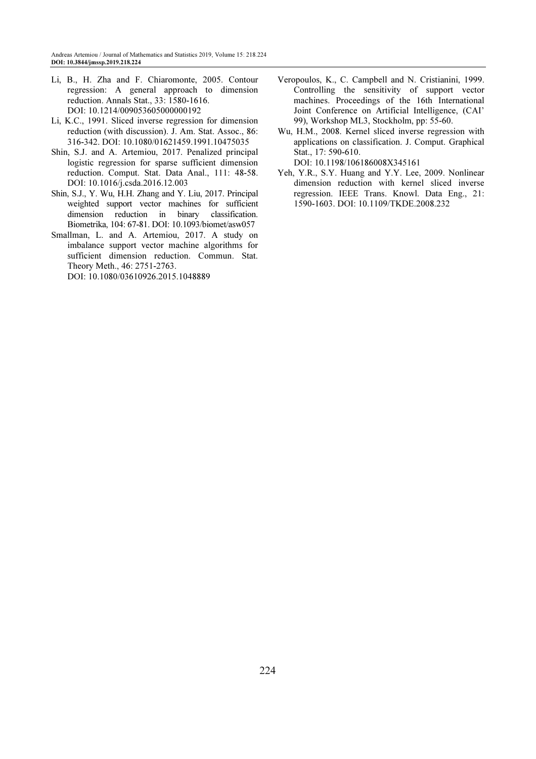Li, B., H. Zha and F. Chiaromonte, 2005. Contour regression: A general approach to dimension reduction. Annals Stat., 33: 1580-1616. DOI: 10.1214/009053605000000192

Li, K.C., 1991. Sliced inverse regression for dimension reduction (with discussion). J. Am. Stat. Assoc., 86: 316-342. DOI: 10.1080/01621459.1991.10475035

Shin, S.J. and A. Artemiou, 2017. Penalized principal logistic regression for sparse sufficient dimension reduction. Comput. Stat. Data Anal., 111: 48-58. DOI: 10.1016/j.csda.2016.12.003

Shin, S.J., Y. Wu, H.H. Zhang and Y. Liu, 2017. Principal weighted support vector machines for sufficient dimension reduction in binary classification. Biometrika, 104: 67-81. DOI: 10.1093/biomet/asw057

Smallman, L. and A. Artemiou, 2017. A study on imbalance support vector machine algorithms for sufficient dimension reduction. Commun. Stat. Theory Meth., 46: 2751-2763. DOI: 10.1080/03610926.2015.1048889

Veropoulos, K., C. Campbell and N. Cristianini, 1999. Controlling the sensitivity of support vector machines. Proceedings of the 16th International Joint Conference on Artificial Intelligence, (CAI' 99), Workshop ML3, Stockholm, pp: 55-60.

Wu, H.M., 2008. Kernel sliced inverse regression with applications on classification. J. Comput. Graphical Stat., 17: 590-610. DOI: 10.1198/106186008X345161

Yeh, Y.R., S.Y. Huang and Y.Y. Lee, 2009. Nonlinear dimension reduction with kernel sliced inverse regression. IEEE Trans. Knowl. Data Eng., 21: 1590-1603. DOI: 10.1109/TKDE.2008.232